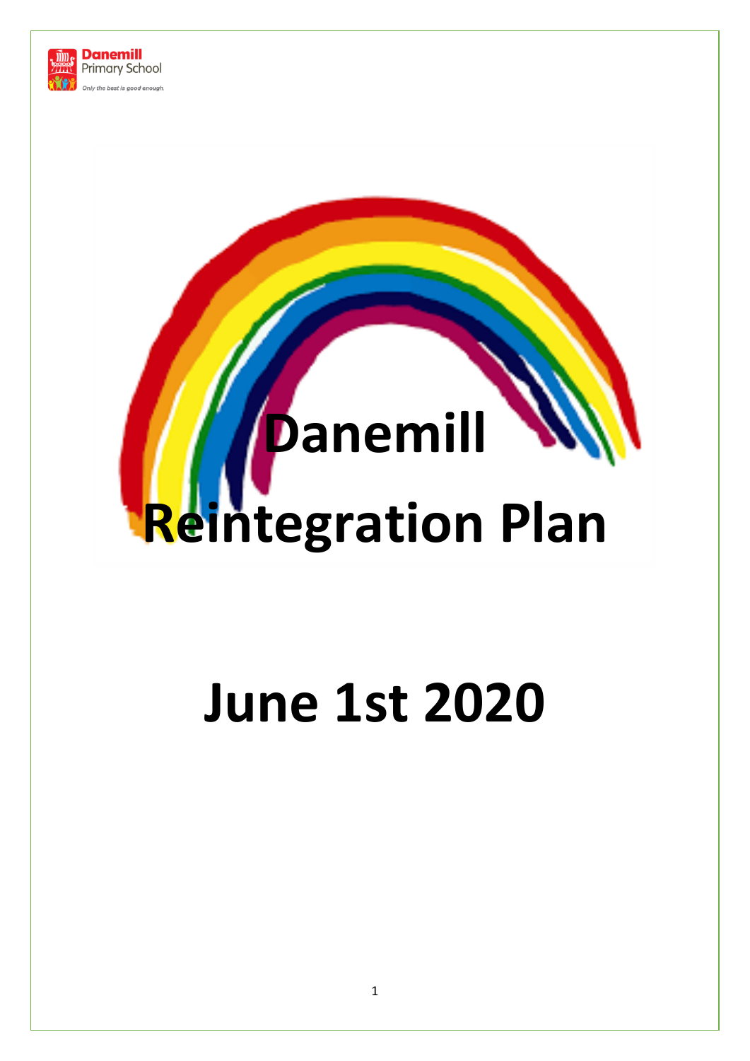Danemill Primary School

*Only the best is good enough.*

# Danemill Reintegration Plan

# June 1st 2020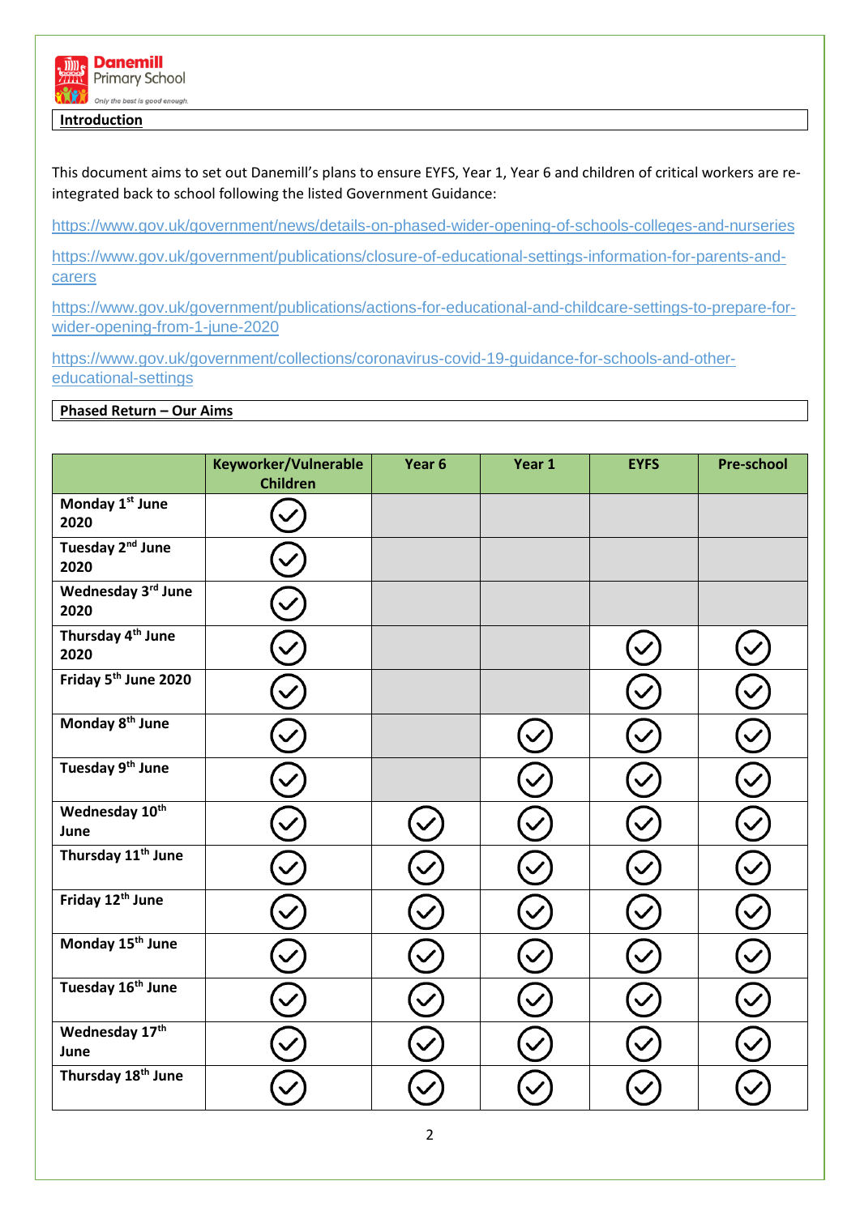**Danemill** Primary School

*Only the best is good enough.*

## Introduction

This document aims to set out Danemill's plans to ensure EYFS, Year 1, Year 6 and children of critical workers are re-integrated back to school following the listed Government Guidance:

https://www.gov.uk/government/news/details-on-phased-wider-opening-of-schools-colleges-and-nurseries

https://www.gov.uk/government/publications/closure-of-educational-settings-information-for-parents-and-carers

https://www.gov.uk/government/publications/actions-for-educational-and-childcare-settings-to-prepare-for-wider-opening-from-1-june-2020

https://www.gov.uk/government/collections/coronavirus-covid-19-guidance-for-schools-and-other-educational-settings

## Phased Return – Our Aims

| | Keyworker/Vulnerable Children | Year 6 | Year 1 | EYFS | Pre-school |
|---|---|---|---|---|---|
| Monday 1st June 2020 | ✓ | | | | |
| Tuesday 2nd June 2020 | ✓ | | | | |
| Wednesday 3rd June 2020 | ✓ | | | | |
| Thursday 4th June 2020 | ✓ | | | ✓ | ✓ |
| Friday 5th June 2020 | ✓ | | | ✓ | ✓ |
| Monday 8th June | ✓ | | ✓ | ✓ | ✓ |
| Tuesday 9th June | ✓ | | ✓ | ✓ | ✓ |
| Wednesday 10th June | ✓ | ✓ | ✓ | ✓ | ✓ |
| Thursday 11th June | ✓ | ✓ | ✓ | ✓ | ✓ |
| Friday 12th June | ✓ | ✓ | ✓ | ✓ | ✓ |
| Monday 15th June | ✓ | ✓ | ✓ | ✓ | ✓ |
| Tuesday 16th June | ✓ | ✓ | ✓ | ✓ | ✓ |
| Wednesday 17th June | ✓ | ✓ | ✓ | ✓ | ✓ |
| Thursday 18th June | ✓ | ✓ | ✓ | ✓ | ✓ |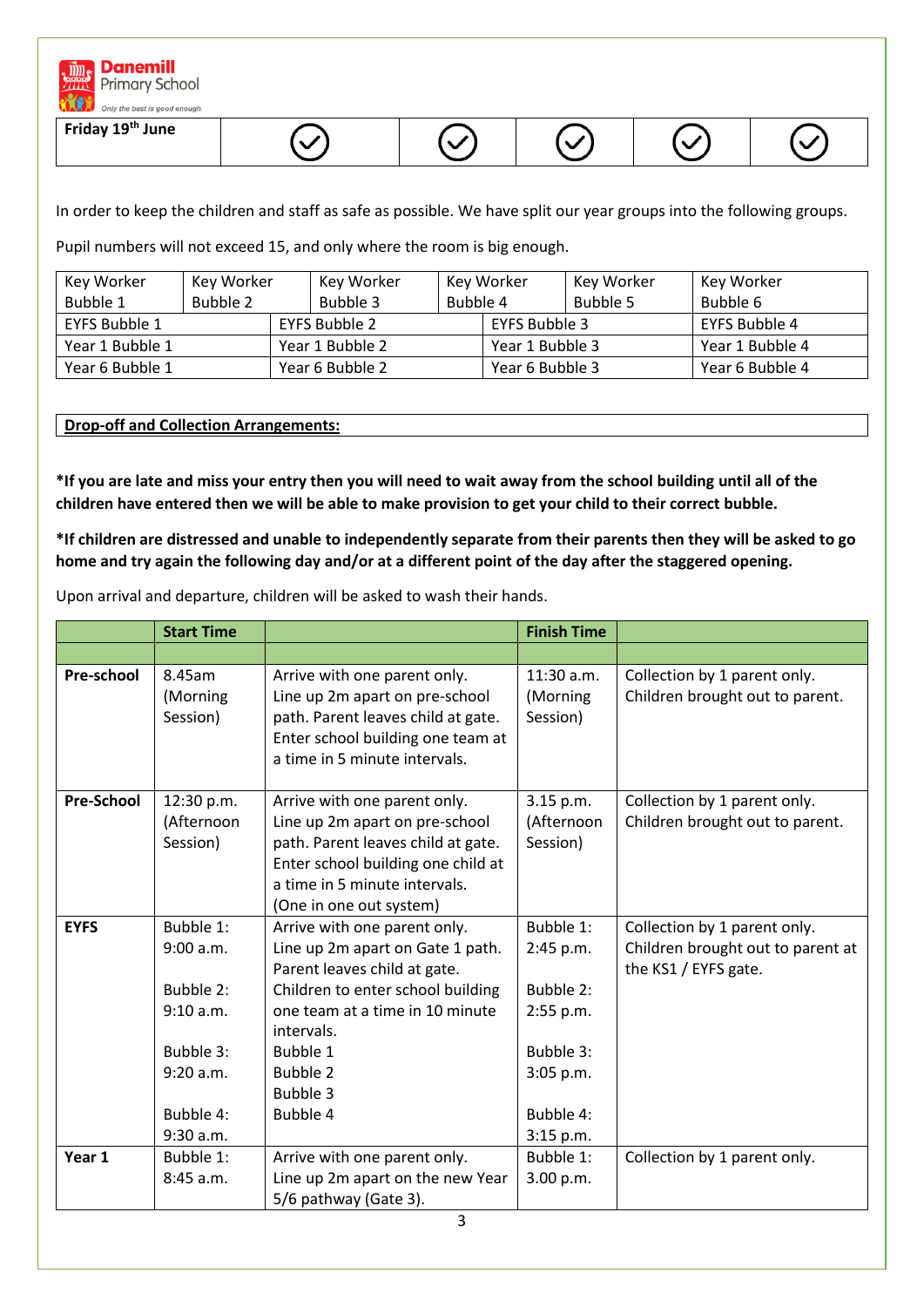| Friday 19th June | ✓ | ✓ | ✓ | ✓ | ✓ |
|---|---|---|---|---|---|

In order to keep the children and staff as safe as possible. We have split our year groups into the following groups.

Pupil numbers will not exceed 15, and only where the room is big enough.

| Key Worker Bubble 1 | Key Worker Bubble 2 | Key Worker Bubble 3 | Key Worker Bubble 4 | Key Worker Bubble 5 | Key Worker Bubble 6 |
|---|---|---|---|---|---|
| EYFS Bubble 1 | | EYFS Bubble 2 | EYFS Bubble 3 | | EYFS Bubble 4 |
| Year 1 Bubble 1 | | Year 1 Bubble 2 | Year 1 Bubble 3 | | Year 1 Bubble 4 |
| Year 6 Bubble 1 | | Year 6 Bubble 2 | Year 6 Bubble 3 | | Year 6 Bubble 4 |

**Drop-off and Collection Arrangements:**

**\*If you are late and miss your entry then you will need to wait away from the school building until all of the children have entered then we will be able to make provision to get your child to their correct bubble.**

**\*If children are distressed and unable to independently separate from their parents then they will be asked to go home and try again the following day and/or at a different point of the day after the staggered opening.**

Upon arrival and departure, children will be asked to wash their hands.

| | Start Time | | Finish Time | |
|---|---|---|---|---|
| | | | | |
| **Pre-school** | 8.45am (Morning Session) | Arrive with one parent only. Line up 2m apart on pre-school path. Parent leaves child at gate. Enter school building one team at a time in 5 minute intervals. | 11:30 a.m. (Morning Session) | Collection by 1 parent only. Children brought out to parent. |
| **Pre-School** | 12:30 p.m. (Afternoon Session) | Arrive with one parent only. Line up 2m apart on pre-school path. Parent leaves child at gate. Enter school building one child at a time in 5 minute intervals. (One in one out system) | 3.15 p.m. (Afternoon Session) | Collection by 1 parent only. Children brought out to parent. |
| **EYFS** | Bubble 1: 9:00 a.m.<br><br>Bubble 2: 9:10 a.m.<br><br>Bubble 3: 9:20 a.m.<br><br>Bubble 4: 9:30 a.m. | Arrive with one parent only. Line up 2m apart on Gate 1 path. Parent leaves child at gate. Children to enter school building one team at a time in 10 minute intervals.<br>Bubble 1<br>Bubble 2<br>Bubble 3<br>Bubble 4 | Bubble 1: 2:45 p.m.<br><br>Bubble 2: 2:55 p.m.<br><br>Bubble 3: 3:05 p.m.<br><br>Bubble 4: 3:15 p.m. | Collection by 1 parent only. Children brought out to parent at the KS1 / EYFS gate. |
| **Year 1** | Bubble 1: 8:45 a.m. | Arrive with one parent only. Line up 2m apart on the new Year 5/6 pathway (Gate 3). | Bubble 1: 3.00 p.m. | Collection by 1 parent only. |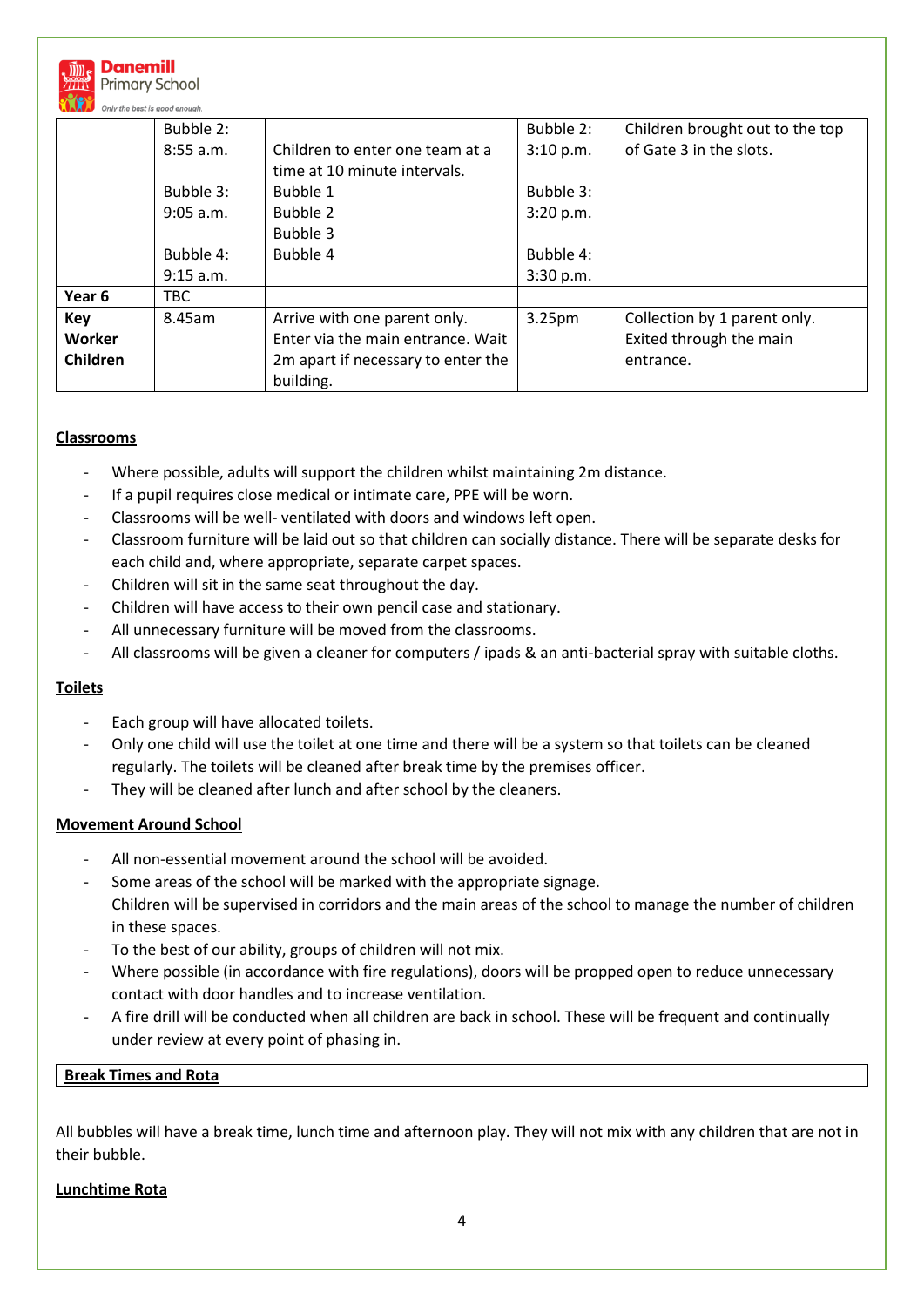|  |  |  |  |  |
|---|---|---|---|---|
|  | Bubble 2: 8:55 a.m. Bubble 3: 9:05 a.m. Bubble 4: 9:15 a.m. | Children to enter one team at a time at 10 minute intervals. Bubble 1 Bubble 2 Bubble 3 Bubble 4 | Bubble 2: 3:10 p.m. Bubble 3: 3:20 p.m. Bubble 4: 3:30 p.m. | Children brought out to the top of Gate 3 in the slots. |
| **Year 6** | TBC |  |  |  |
| **Key Worker Children** | 8.45am | Arrive with one parent only. Enter via the main entrance. Wait 2m apart if necessary to enter the building. | 3.25pm | Collection by 1 parent only. Exited through the main entrance. |

**Classroms**

- Where possible, adults will support the children whilst maintaining 2m distance.
- If a pupil requires close medical or intimate care, PPE will be worn.
- Classrooms will be well- ventilated with doors and windows left open.
- Classroom furniture will be laid out so that children can socially distance. There will be separate desks for each child and, where appropriate, separate carpet spaces.
- Children will sit in the same seat throughout the day.
- Children will have access to their own pencil case and stationary.
- All unnecessary furniture will be moved from the classrooms.
- All classrooms will be given a cleaner for computers / ipads & an anti-bacterial spray with suitable cloths.

**Toilets**

- Each group will have allocated toilets.
- Only one child will use the toilet at one time and there will be a system so that toilets can be cleaned regularly. The toilets will be cleaned after break time by the premises officer.
- They will be cleaned after lunch and after school by the cleaners.

**Movement Around School**

- All non-essential movement around the school will be avoided.
- Some areas of the school will be marked with the appropriate signage.
  Children will be supervised in corridors and the main areas of the school to manage the number of children in these spaces.
- To the best of our ability, groups of children will not mix.
- Where possible (in accordance with fire regulations), doors will be propped open to reduce unnecessary contact with door handles and to increase ventilation.
- A fire drill will be conducted when all children are back in school. These will be frequent and continually under review at every point of phasing in.

**Break Times and Rota**

All bubbles will have a break time, lunch time and afternoon play. They will not mix with any children that are not in their bubble.

**Lunchtime Rota**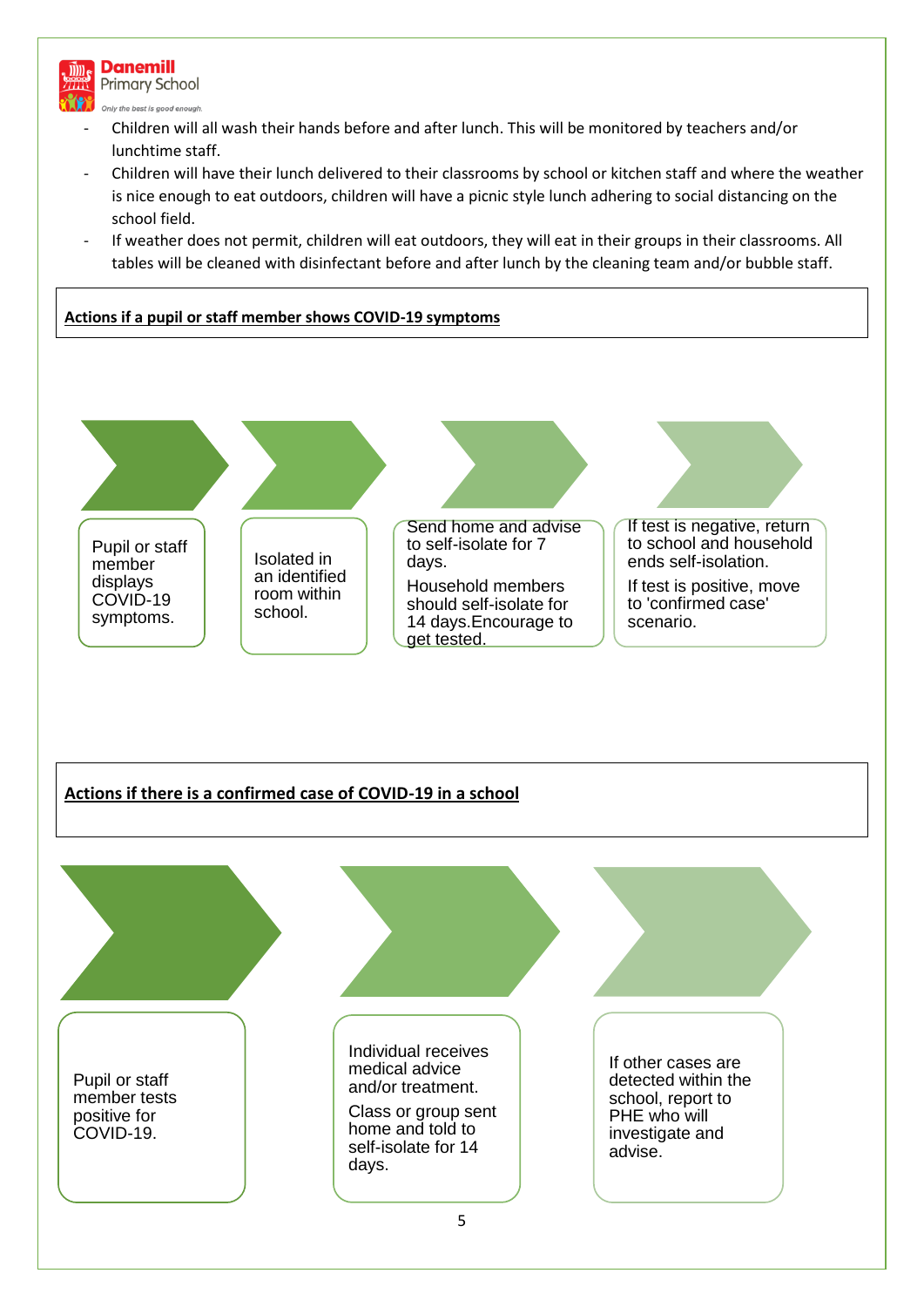- Children will all wash their hands before and after lunch. This will be monitored by teachers and/or lunchtime staff.
- Children will have their lunch delivered to their classrooms by school or kitchen staff and where the weather is nice enough to eat outdoors, children will have a picnic style lunch adhering to social distancing on the school field.
- If weather does not permit, children will eat outdoors, they will eat in their groups in their classrooms. All tables will be cleaned with disinfectant before and after lunch by the cleaning team and/or bubble staff.

**Actions if a pupil or staff member shows COVID-19 symptoms**

1. Pupil or staff member displays COVID-19 symptoms.
2. Isolated in an identified room within school.
3. Send home and advise to self-isolate for 7 days.

   Household members should self-isolate for 14 days. Encourage to get tested.
4. If test is negative, return to school and household ends self-isolation.

   If test is positive, move to 'confirmed case' scenario.

**Actions if there is a confirmed case of COVID-19 in a school**

1. Pupil or staff member tests positive for COVID-19.
2. Individual receives medical advice and/or treatment.

   Class or group sent home and told to self-isolate for 14 days.
3. If other cases are detected within the school, report to PHE who will investigate and advise.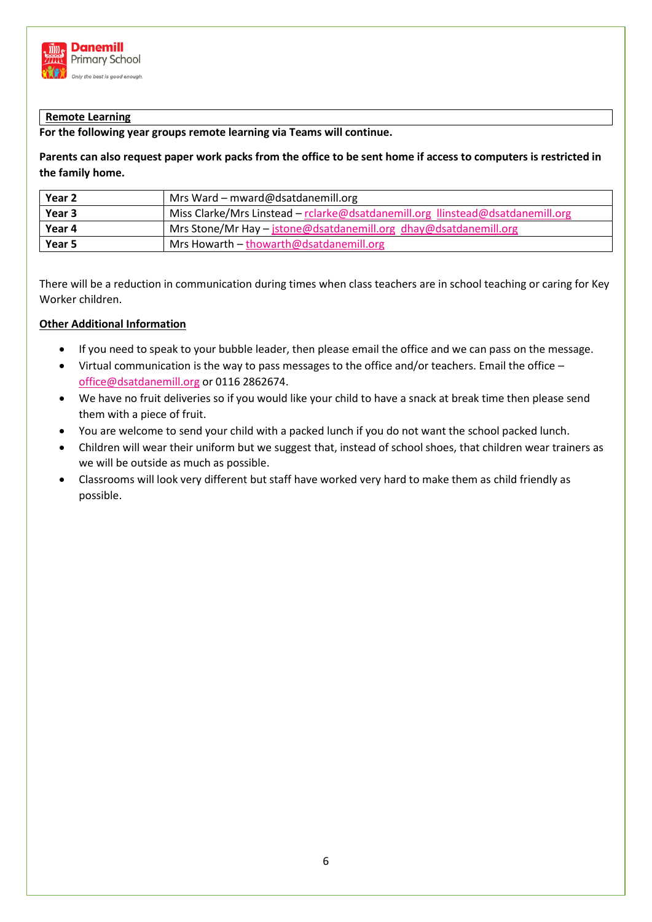## Remote Learning

**For the following year groups remote learning via Teams will continue.**

**Parents can also request paper work packs from the office to be sent home if access to computers is restricted in the family home.**

| | |
|---|---|
| **Year 2** | Mrs Ward – mward@dsatdanemill.org |
| **Year 3** | Miss Clarke/Mrs Linstead – rclarke@dsatdanemill.org llinstead@dsatdanemill.org |
| **Year 4** | Mrs Stone/Mr Hay – jstone@dsatdanemill.org dhay@dsatdanemill.org |
| **Year 5** | Mrs Howarth – thowarth@dsatdanemill.org |

There will be a reduction in communication during times when class teachers are in school teaching or caring for Key Worker children.

### Other Additional Information

- If you need to speak to your bubble leader, then please email the office and we can pass on the message.
- Virtual communication is the way to pass messages to the office and/or teachers. Email the office – office@dsatdanemill.org or 0116 2862674.
- We have no fruit deliveries so if you would like your child to have a snack at break time then please send them with a piece of fruit.
- You are welcome to send your child with a packed lunch if you do not want the school packed lunch.
- Children will wear their uniform but we suggest that, instead of school shoes, that children wear trainers as we will be outside as much as possible.
- Classrooms will look very different but staff have worked very hard to make them as child friendly as possible.